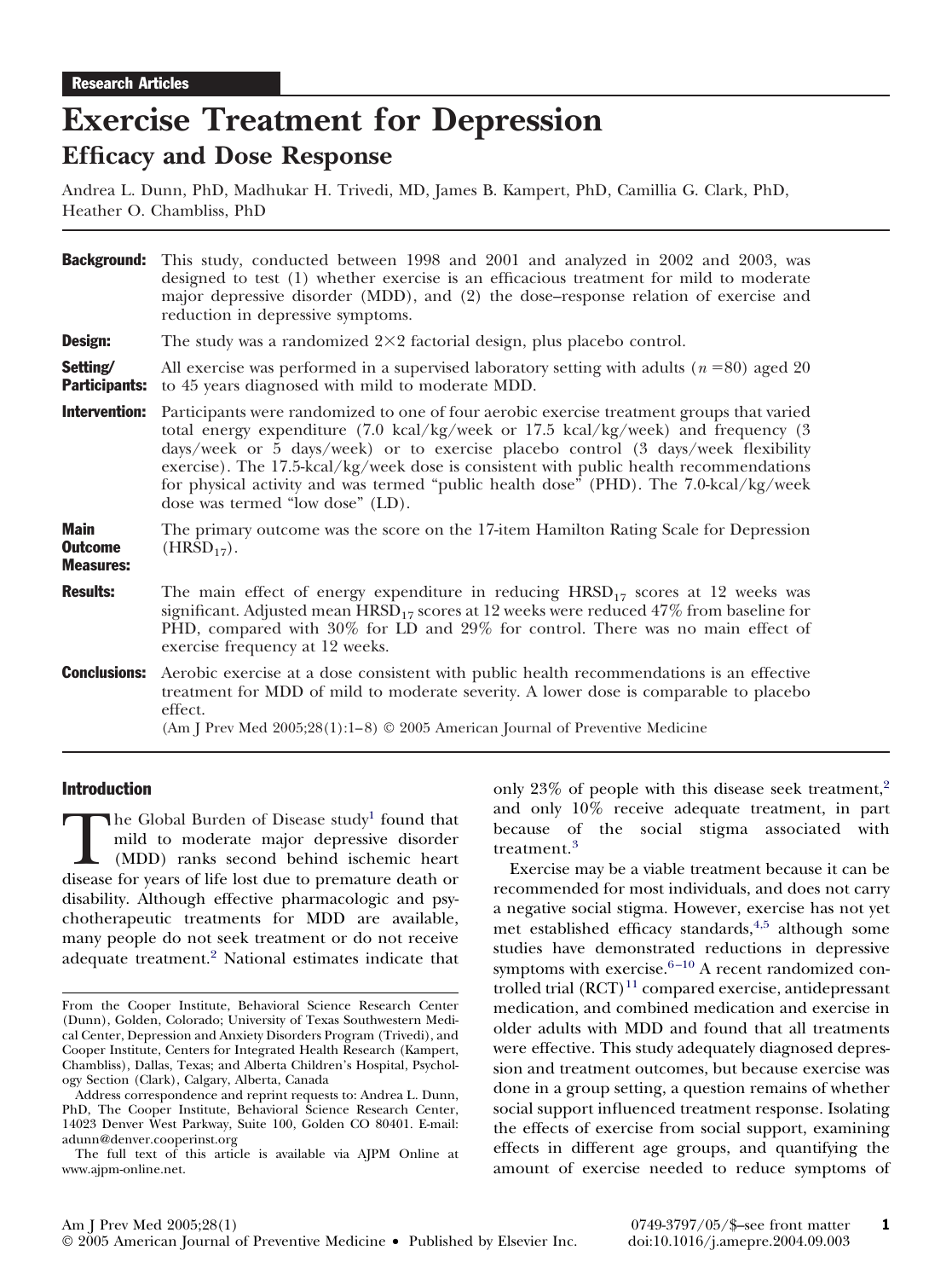Research Articles

# Exercise Treatment for Depression

## Efficacy and Dose Response

Andrea L. Dunn, PhD, Madhukar H. Trivedi, MD, James B. Kampert, PhD, Camillia G. Clark, PhD, Heather O. Chambliss, PhD

**Background:** This study, conducted between 1998 and 2001 and analyzed in 2002 and 2003, was designed to test (1) whether exercise is an efficacious treatment for mild to moderate major depressive disorder (MDD), and (2) the dose–response relation of exercise and reduction in depressive symptoms.

**Design:** The study was a randomized 2×2 factorial design, plus placebo control.

**Setting/Participants:** All exercise was performed in a supervised laboratory setting with adults ($n = 80$) aged 20 to 45 years diagnosed with mild to moderate MDD.

**Intervention:** Participants were randomized to one of four aerobic exercise treatment groups that varied total energy expenditure (7.0 kcal/kg/week or 17.5 kcal/kg/week) and frequency (3 days/week or 5 days/week) or to exercise placebo control (3 days/week flexibility exercise). The 17.5-kcal/kg/week dose is consistent with public health recommendations for physical activity and was termed "public health dose" (PHD). The 7.0-kcal/kg/week dose was termed "low dose" (LD).

**Main Outcome Measures:** The primary outcome was the score on the 17-item Hamilton Rating Scale for Depression ($HRSD_{17}$).

**Results:** The main effect of energy expenditure in reducing $HRSD_{17}$ scores at 12 weeks was significant. Adjusted mean $HRSD_{17}$ scores at 12 weeks were reduced 47% from baseline for PHD, compared with 30% for LD and 29% for control. There was no main effect of exercise frequency at 12 weeks.

**Conclusions:** Aerobic exercise at a dose consistent with public health recommendations is an effective treatment for MDD of mild to moderate severity. A lower dose is comparable to placebo effect.

(Am J Prev Med 2005;28(1):1–8) © 2005 American Journal of Preventive Medicine

## Introduction

The Global Burden of Disease study[1] found that mild to moderate major depressive disorder (MDD) ranks second behind ischemic heart disease for years of life lost due to premature death or disability. Although effective pharmacologic and psychotherapeutic treatments for MDD are available, many people do not seek treatment or do not receive adequate treatment.[2] National estimates indicate that only 23% of people with this disease seek treatment,[2] and only 10% receive adequate treatment, in part because of the social stigma associated with treatment.[3]

Exercise may be a viable treatment because it can be recommended for most individuals, and does not carry a negative social stigma. However, exercise has not yet met established efficacy standards,[4,5] although some studies have demonstrated reductions in depressive symptoms with exercise.[6–10] A recent randomized controlled trial (RCT)[11] compared exercise, antidepressant medication, and combined medication and exercise in older adults with MDD and found that all treatments were effective. This study adequately diagnosed depression and treatment outcomes, but because exercise was done in a group setting, a question remains of whether social support influenced treatment response. Isolating the effects of exercise from social support, examining effects in different age groups, and quantifying the amount of exercise needed to reduce symptoms of

From the Cooper Institute, Behavioral Science Research Center (Dunn), Golden, Colorado; University of Texas Southwestern Medical Center, Depression and Anxiety Disorders Program (Trivedi), and Cooper Institute, Centers for Integrated Health Research (Kampert, Chambliss), Dallas, Texas; and Alberta Children's Hospital, Psychology Section (Clark), Calgary, Alberta, Canada

Address correspondence and reprint requests to: Andrea L. Dunn, PhD, The Cooper Institute, Behavioral Science Research Center, 14023 Denver West Parkway, Suite 100, Golden CO 80401. E-mail: adunn@denver.cooperinst.org

The full text of this article is available via AJPM Online at www.ajpm-online.net.

© 2005 American Journal of Preventive Medicine • Published by Elsevier Inc. 0749-3797/05/$–see front matter doi:10.1016/j.amepre.2004.09.003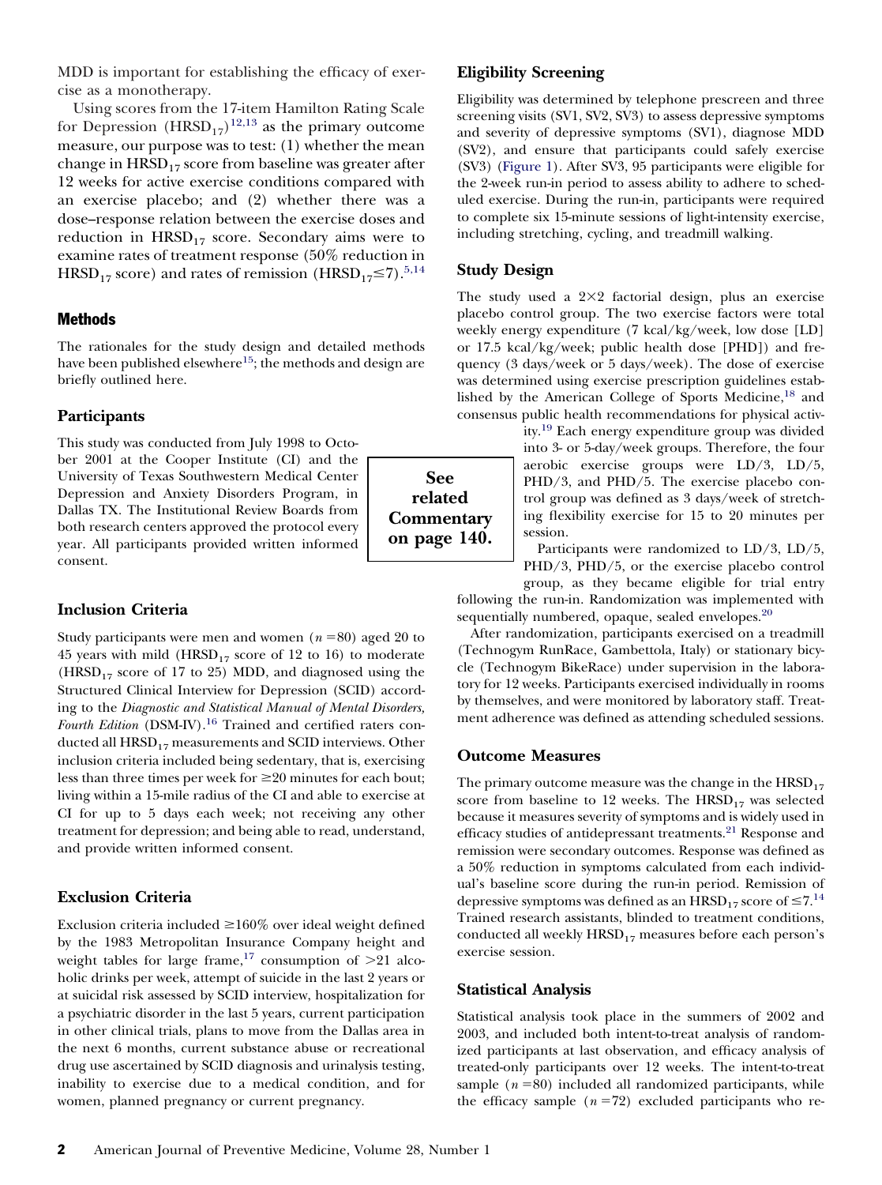MDD is important for establishing the efficacy of exercise as a monotherapy.

Using scores from the 17-item Hamilton Rating Scale for Depression ($HRSD_{17}$)[12,13] as the primary outcome measure, our purpose was to test: (1) whether the mean change in $HRSD_{17}$ score from baseline was greater after 12 weeks for active exercise conditions compared with an exercise placebo; and (2) whether there was a dose–response relation between the exercise doses and reduction in $HRSD_{17}$ score. Secondary aims were to examine rates of treatment response (50% reduction in $HRSD_{17}$ score) and rates of remission ($HRSD_{17} \leq 7$).[5,14]

## Methods

The rationales for the study design and detailed methods have been published elsewhere[15]; the methods and design are briefly outlined here.

### Participants

This study was conducted from July 1998 to October 2001 at the Cooper Institute (CI) and the University of Texas Southwestern Medical Center Depression and Anxiety Disorders Program, in Dallas TX. The Institutional Review Boards from both research centers approved the protocol every year. All participants provided written informed consent.

**See related Commentary on page 140.**

### Inclusion Criteria

Study participants were men and women ($n = 80$) aged 20 to 45 years with mild ($HRSD_{17}$ score of 12 to 16) to moderate ($HRSD_{17}$ score of 17 to 25) MDD, and diagnosed using the Structured Clinical Interview for Depression (SCID) according to the *Diagnostic and Statistical Manual of Mental Disorders, Fourth Edition* (DSM-IV).[16] Trained and certified raters conducted all $HRSD_{17}$ measurements and SCID interviews. Other inclusion criteria included being sedentary, that is, exercising less than three times per week for $\geq$20 minutes for each bout; living within a 15-mile radius of the CI and able to exercise at CI for up to 5 days each week; not receiving any other treatment for depression; and being able to read, understand, and provide written informed consent.

### Exclusion Criteria

Exclusion criteria included $\geq$160% over ideal weight defined by the 1983 Metropolitan Insurance Company height and weight tables for large frame,[17] consumption of >21 alcoholic drinks per week, attempt of suicide in the last 2 years or at suicidal risk assessed by SCID interview, hospitalization for a psychiatric disorder in the last 5 years, current participation in other clinical trials, plans to move from the Dallas area in the next 6 months, current substance abuse or recreational drug use ascertained by SCID diagnosis and urinalysis testing, inability to exercise due to a medical condition, and for women, planned pregnancy or current pregnancy.

### Eligibility Screening

Eligibility was determined by telephone prescreen and three screening visits (SV1, SV2, SV3) to assess depressive symptoms and severity of depressive symptoms (SV1), diagnose MDD (SV2), and ensure that participants could safely exercise (SV3) (Figure 1). After SV3, 95 participants were eligible for the 2-week run-in period to assess ability to adhere to scheduled exercise. During the run-in, participants were required to complete six 15-minute sessions of light-intensity exercise, including stretching, cycling, and treadmill walking.

### Study Design

The study used a 2×2 factorial design, plus an exercise placebo control group. The two exercise factors were total weekly energy expenditure (7 kcal/kg/week, low dose [LD] or 17.5 kcal/kg/week; public health dose [PHD]) and frequency (3 days/week or 5 days/week). The dose of exercise was determined using exercise prescription guidelines established by the American College of Sports Medicine,[18] and consensus public health recommendations for physical activity.[19] Each energy expenditure group was divided into 3- or 5-day/week groups. Therefore, the four aerobic exercise groups were LD/3, LD/5, PHD/3, and PHD/5. The exercise placebo control group was defined as 3 days/week of stretching flexibility exercise for 15 to 20 minutes per session.

Participants were randomized to LD/3, LD/5, PHD/3, PHD/5, or the exercise placebo control group, as they became eligible for trial entry following the run-in. Randomization was implemented with sequentially numbered, opaque, sealed envelopes.[20]

After randomization, participants exercised on a treadmill (Technogym RunRace, Gambettola, Italy) or stationary bicycle (Technogym BikeRace) under supervision in the laboratory for 12 weeks. Participants exercised individually in rooms by themselves, and were monitored by laboratory staff. Treatment adherence was defined as attending scheduled sessions.

### Outcome Measures

The primary outcome measure was the change in the $HRSD_{17}$ score from baseline to 12 weeks. The $HRSD_{17}$ was selected because it measures severity of symptoms and is widely used in efficacy studies of antidepressant treatments.[21] Response and remission were secondary outcomes. Response was defined as a 50% reduction in symptoms calculated from each individual's baseline score during the run-in period. Remission of depressive symptoms was defined as an $HRSD_{17}$ score of $\leq 7$.[14] Trained research assistants, blinded to treatment conditions, conducted all weekly $HRSD_{17}$ measures before each person's exercise session.

### Statistical Analysis

Statistical analysis took place in the summers of 2002 and 2003, and included both intent-to-treat analysis of randomized participants at last observation, and efficacy analysis of treated-only participants over 12 weeks. The intent-to-treat sample ($n = 80$) included all randomized participants, while the efficacy sample ($n = 72$) excluded participants who re-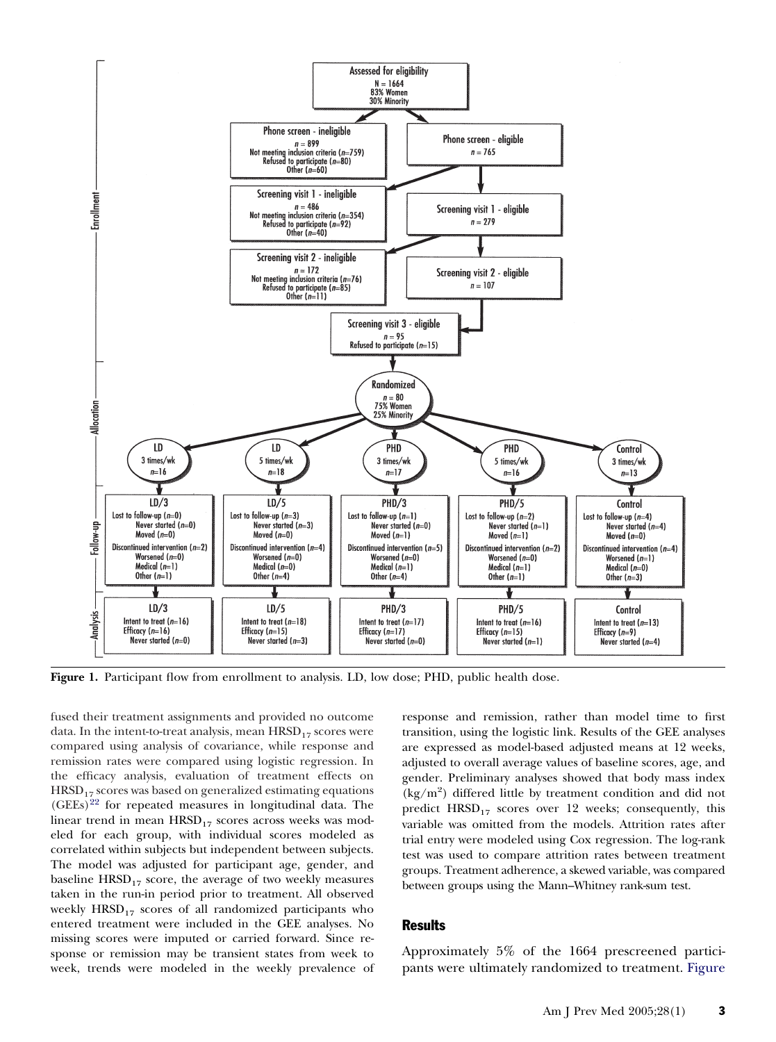**Figure 1.** Participant flow from enrollment to analysis. LD, low dose; PHD, public health dose.

fused their treatment assignments and provided no outcome data. In the intent-to-treat analysis, mean $HRSD_{17}$ scores were compared using analysis of covariance, while response and remission rates were compared using logistic regression. In the efficacy analysis, evaluation of treatment effects on $HRSD_{17}$ scores was based on generalized estimating equations (GEEs)[22] for repeated measures in longitudinal data. The linear trend in mean $HRSD_{17}$ scores across weeks was modeled for each group, with individual scores modeled as correlated within subjects but independent between subjects. The model was adjusted for participant age, gender, and baseline $HRSD_{17}$ score, the average of two weekly measures taken in the run-in period prior to treatment. All observed weekly $HRSD_{17}$ scores of all randomized participants who entered treatment were included in the GEE analyses. No missing scores were imputed or carried forward. Since response or remission may be transient states from week to week, trends were modeled in the weekly prevalence of response and remission, rather than model time to first transition, using the logistic link. Results of the GEE analyses are expressed as model-based adjusted means at 12 weeks, adjusted to overall average values of baseline scores, age, and gender. Preliminary analyses showed that body mass index ($kg/m^2$) differed little by treatment condition and did not predict $HRSD_{17}$ scores over 12 weeks; consequently, this variable was omitted from the models. Attrition rates after trial entry were modeled using Cox regression. The log-rank test was used to compare attrition rates between treatment groups. Treatment adherence, a skewed variable, was compared between groups using the Mann–Whitney rank-sum test.

## Results

Approximately 5% of the 1664 prescreened participants were ultimately randomized to treatment. Figure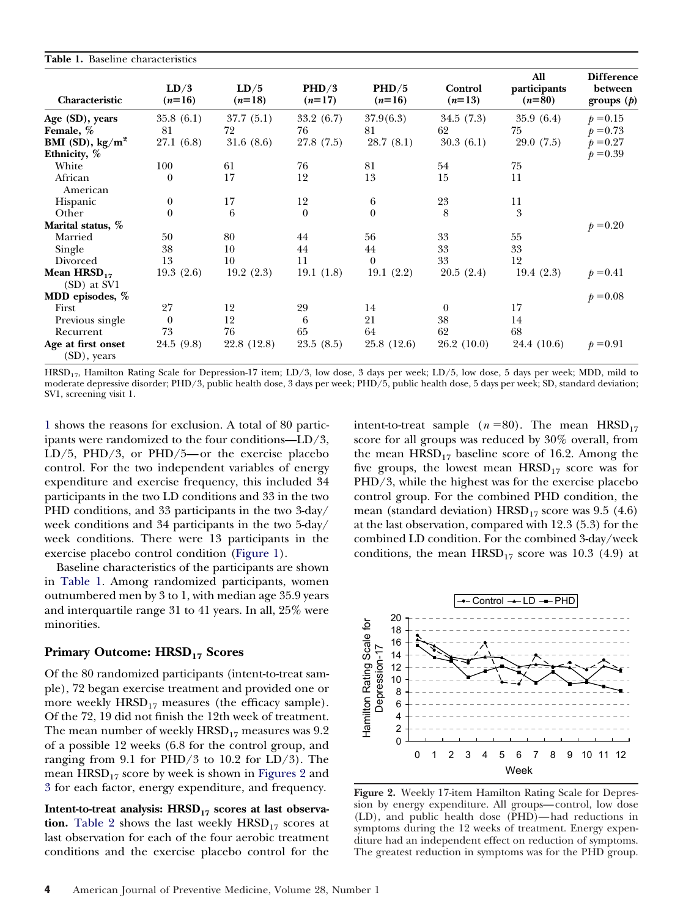**Table 1.** Baseline characteristics

| Characteristic | LD/3 (n=16) | LD/5 (n=18) | PHD/3 (n=17) | PHD/5 (n=16) | Control (n=13) | All participants (n=80) | Difference between groups (p) |
|---|---|---|---|---|---|---|---|
| **Age (SD), years** | 35.8 (6.1) | 37.7 (5.1) | 33.2 (6.7) | 37.9(6.3) | 34.5 (7.3) | 35.9 (6.4) | $p=0.15$ |
| **Female, %** | 81 | 72 | 76 | 81 | 62 | 75 | $p=0.73$ |
| **BMI (SD), kg/m$^2$** | 27.1 (6.8) | 31.6 (8.6) | 27.8 (7.5) | 28.7 (8.1) | 30.3 (6.1) | 29.0 (7.5) | $p=0.27$ |
| **Ethnicity, %** | | | | | | | $p=0.39$ |
| White | 100 | 61 | 76 | 81 | 54 | 75 | |
| African American | 0 | 17 | 12 | 13 | 15 | 11 | |
| Hispanic | 0 | 17 | 12 | 6 | 23 | 11 | |
| Other | 0 | 6 | 0 | 0 | 8 | 3 | |
| **Marital status, %** | | | | | | | $p=0.20$ |
| Married | 50 | 80 | 44 | 56 | 33 | 55 | |
| Single | 38 | 10 | 44 | 44 | 33 | 33 | |
| Divorced | 13 | 10 | 11 | 0 | 33 | 12 | |
| **Mean HRSD$_{17}$** (SD) at SV1 | 19.3 (2.6) | 19.2 (2.3) | 19.1 (1.8) | 19.1 (2.2) | 20.5 (2.4) | 19.4 (2.3) | $p=0.41$ |
| **MDD episodes, %** | | | | | | | $p=0.08$ |
| First | 27 | 12 | 29 | 14 | 0 | 17 | |
| Previous single | 0 | 12 | 6 | 21 | 38 | 14 | |
| Recurrent | 73 | 76 | 65 | 64 | 62 | 68 | |
| **Age at first onset** (SD), years | 24.5 (9.8) | 22.8 (12.8) | 23.5 (8.5) | 25.8 (12.6) | 26.2 (10.0) | 24.4 (10.6) | $p=0.91$ |

HRSD$_{17}$, Hamilton Rating Scale for Depression-17 item; LD/3, low dose, 3 days per week; LD/5, low dose, 5 days per week; MDD, mild to moderate depressive disorder; PHD/3, public health dose, 3 days per week; PHD/5, public health dose, 5 days per week; SD, standard deviation; SV1, screening visit 1.

1 shows the reasons for exclusion. A total of 80 participants were randomized to the four conditions—LD/3, LD/5, PHD/3, or PHD/5—or the exercise placebo control. For the two independent variables of energy expenditure and exercise frequency, this included 34 participants in the two LD conditions and 33 in the two PHD conditions, and 33 participants in the two 3-day/week conditions and 34 participants in the two 5-day/week conditions. There were 13 participants in the exercise placebo control condition (Figure 1).

Baseline characteristics of the participants are shown in Table 1. Among randomized participants, women outnumbered men by 3 to 1, with median age 35.9 years and interquartile range 31 to 41 years. In all, 25% were minorities.

### Primary Outcome: HRSD$_{17}$ Scores

Of the 80 randomized participants (intent-to-treat sample), 72 began exercise treatment and provided one or more weekly HRSD$_{17}$ measures (the efficacy sample). Of the 72, 19 did not finish the 12th week of treatment. The mean number of weekly HRSD$_{17}$ measures was 9.2 of a possible 12 weeks (6.8 for the control group, and ranging from 9.1 for PHD/3 to 10.2 for LD/3). The mean HRSD$_{17}$ score by week is shown in Figures 2 and 3 for each factor, energy expenditure, and frequency.

**Intent-to-treat analysis: HRSD$_{17}$ scores at last observation.** Table 2 shows the last weekly HRSD$_{17}$ scores at last observation for each of the four aerobic treatment conditions and the exercise placebo control for the intent-to-treat sample ($n=80$). The mean HRSD$_{17}$ score for all groups was reduced by 30% overall, from the mean HRSD$_{17}$ baseline score of 16.2. Among the five groups, the lowest mean HRSD$_{17}$ score was for PHD/3, while the highest was for the exercise placebo control group. For the combined PHD condition, the mean (standard deviation) HRSD$_{17}$ score was 9.5 (4.6) at the last observation, compared with 12.3 (5.3) for the combined LD condition. For the combined 3-day/week conditions, the mean HRSD$_{17}$ score was 10.3 (4.9) at

**Figure 2.** Weekly 17-item Hamilton Rating Scale for Depression by energy expenditure. All groups—control, low dose (LD), and public health dose (PHD)—had reductions in symptoms during the 12 weeks of treatment. Energy expenditure had an independent effect on reduction of symptoms. The greatest reduction in symptoms was for the PHD group.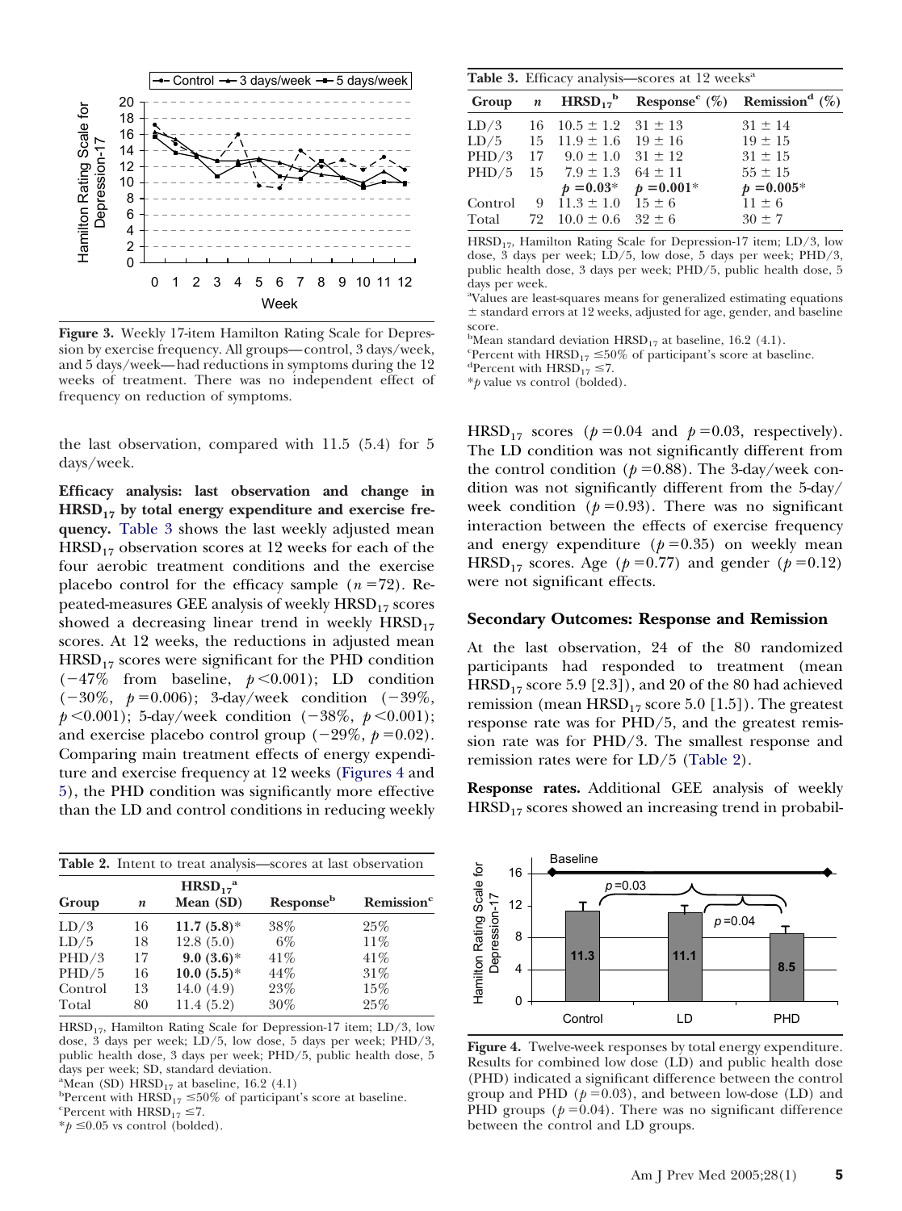**Figure 3.** Weekly 17-item Hamilton Rating Scale for Depression by exercise frequency. All groups—control, 3 days/week, and 5 days/week—had reductions in symptoms during the 12 weeks of treatment. There was no independent effect of frequency on reduction of symptoms.

the last observation, compared with 11.5 (5.4) for 5 days/week.

**Efficacy analysis: last observation and change in $HRSD_{17}$ by total energy expenditure and exercise frequency.** Table 3 shows the last weekly adjusted mean $HRSD_{17}$ observation scores at 12 weeks for each of the four aerobic treatment conditions and the exercise placebo control for the efficacy sample ($n = 72$). Repeated-measures GEE analysis of weekly $HRSD_{17}$ scores showed a decreasing linear trend in weekly $HRSD_{17}$ scores. At 12 weeks, the reductions in adjusted mean $HRSD_{17}$ scores were significant for the PHD condition (−47% from baseline, $p < 0.001$); LD condition (−30%, $p = 0.006$); 3-day/week condition (−39%, $p < 0.001$); 5-day/week condition (−38%, $p < 0.001$); and exercise placebo control group (−29%, $p = 0.02$). Comparing main treatment effects of energy expenditure and exercise frequency at 12 weeks (Figures 4 and 5), the PHD condition was significantly more effective than the LD and control conditions in reducing weekly $HRSD_{17}$ scores ($p = 0.04$ and $p = 0.03$, respectively). The LD condition was not significantly different from the control condition ($p = 0.88$). The 3-day/week condition was not significantly different from the 5-day/week condition ($p = 0.93$). There was no significant interaction between the effects of exercise frequency and energy expenditure ($p = 0.35$) on weekly mean $HRSD_{17}$ scores. Age ($p = 0.77$) and gender ($p = 0.12$) were not significant effects.

**Table 2.** Intent to treat analysis—scores at last observation

| Group | $n$ | $HRSD_{17}$[a] Mean (SD) | Response[b] | Remission[c] |
|---|---|---|---|---|
| LD/3 | 16 | **11.7 (5.8)*** | 38% | 25% |
| LD/5 | 18 | 12.8 (5.0) | 6% | 11% |
| PHD/3 | 17 | **9.0 (3.6)*** | 41% | 41% |
| PHD/5 | 16 | **10.0 (5.5)*** | 44% | 31% |
| Control | 13 | 14.0 (4.9) | 23% | 15% |
| Total | 80 | 11.4 (5.2) | 30% | 25% |

$HRSD_{17}$, Hamilton Rating Scale for Depression-17 item; LD/3, low dose, 3 days per week; LD/5, low dose, 5 days per week; PHD/3, public health dose, 3 days per week; PHD/5, public health dose, 5 days per week; SD, standard deviation.
[a]Mean (SD) $HRSD_{17}$ at baseline, 16.2 (4.1)
[b]Percent with $HRSD_{17} \leq 50\%$ of participant's score at baseline.
[c]Percent with $HRSD_{17} \leq 7$.
*$p \leq 0.05$ vs control (bolded).

**Table 3.** Efficacy analysis—scores at 12 weeks[a]

| Group | $n$ | $HRSD_{17}$[b] | Response[c] (%) | Remission[d] (%) |
|---|---|---|---|---|
| LD/3 | 16 | 10.5 ± 1.2 | 31 ± 13 | 31 ± 14 |
| LD/5 | 15 | 11.9 ± 1.6 | 19 ± 16 | 19 ± 15 |
| PHD/3 | 17 | 9.0 ± 1.0 | 31 ± 12 | 31 ± 15 |
| PHD/5 | 15 | 7.9 ± 1.3 | 64 ± 11 | 55 ± 15 |
| | | **$p = 0.03$*** | **$p = 0.001$*** | **$p = 0.005$*** |
| Control | 9 | 11.3 ± 1.0 | 15 ± 6 | 11 ± 6 |
| Total | 72 | 10.0 ± 0.6 | 32 ± 6 | 30 ± 7 |

$HRSD_{17}$, Hamilton Rating Scale for Depression-17 item; LD/3, low dose, 3 days per week; LD/5, low dose, 5 days per week; PHD/3, public health dose, 3 days per week; PHD/5, public health dose, 5 days per week.
[a]Values are least-squares means for generalized estimating equations ± standard errors at 12 weeks, adjusted for age, gender, and baseline score.
[b]Mean standard deviation $HRSD_{17}$ at baseline, 16.2 (4.1).
[c]Percent with $HRSD_{17} \leq 50\%$ of participant's score at baseline.
[d]Percent with $HRSD_{17} \leq 7$.
*$p$ value vs control (bolded).

## Secondary Outcomes: Response and Remission

At the last observation, 24 of the 80 randomized participants had responded to treatment (mean $HRSD_{17}$ score 5.9 [2.3]), and 20 of the 80 had achieved remission (mean $HRSD_{17}$ score 5.0 [1.5]). The greatest response rate was for PHD/5, and the greatest remission rate was for PHD/3. The smallest response and remission rates were for LD/5 (Table 2).

**Response rates.** Additional GEE analysis of weekly $HRSD_{17}$ scores showed an increasing trend in probabil-

**Figure 4.** Twelve-week responses by total energy expenditure. Results for combined low dose (LD) and public health dose (PHD) indicated a significant difference between the control group and PHD ($p = 0.03$), and between low-dose (LD) and PHD groups ($p = 0.04$). There was no significant difference between the control and LD groups.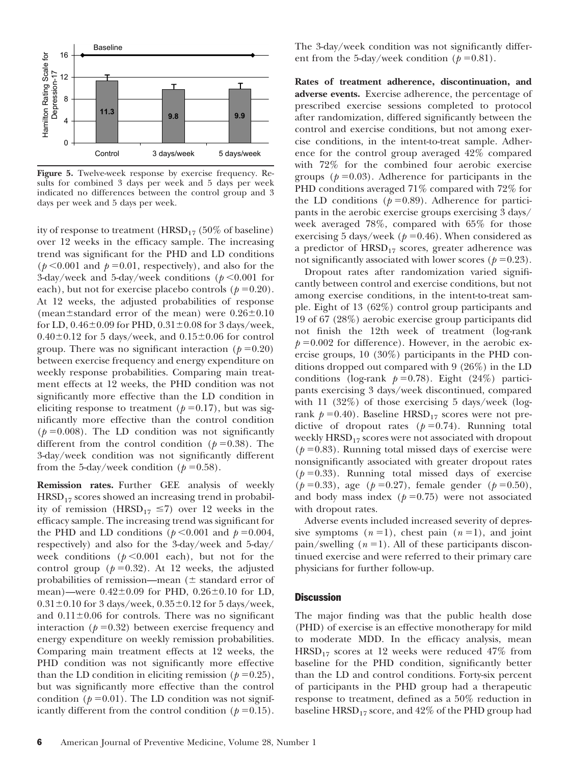**Figure 5.** Twelve-week response by exercise frequency. Results for combined 3 days per week and 5 days per week indicated no differences between the control group and 3 days per week and 5 days per week.

ity of response to treatment ($HRSD_{17}$ (50% of baseline) over 12 weeks in the efficacy sample. The increasing trend was significant for the PHD and LD conditions ($p<0.001$ and $p=0.01$, respectively), and also for the 3-day/week and 5-day/week conditions ($p<0.001$ for each), but not for exercise placebo controls ($p=0.20$). At 12 weeks, the adjusted probabilities of response (mean±standard error of the mean) were 0.26±0.10 for LD, 0.46±0.09 for PHD, 0.31±0.08 for 3 days/week, 0.40±0.12 for 5 days/week, and 0.15±0.06 for control group. There was no significant interaction ($p=0.20$) between exercise frequency and energy expenditure on weekly response probabilities. Comparing main treatment effects at 12 weeks, the PHD condition was not significantly more effective than the LD condition in eliciting response to treatment ($p=0.17$), but was significantly more effective than the control condition ($p=0.008$). The LD condition was not significantly different from the control condition ($p=0.38$). The 3-day/week condition was not significantly different from the 5-day/week condition ($p=0.58$).

**Remission rates.** Further GEE analysis of weekly $HRSD_{17}$ scores showed an increasing trend in probability of remission ($HRSD_{17} \leq 7$) over 12 weeks in the efficacy sample. The increasing trend was significant for the PHD and LD conditions ($p<0.001$ and $p=0.004$, respectively) and also for the 3-day/week and 5-day/week conditions ($p<0.001$ each), but not for the control group ($p=0.32$). At 12 weeks, the adjusted probabilities of remission—mean (± standard error of mean)—were 0.42±0.09 for PHD, 0.26±0.10 for LD, 0.31±0.10 for 3 days/week, 0.35±0.12 for 5 days/week, and 0.11±0.06 for controls. There was no significant interaction ($p=0.32$) between exercise frequency and energy expenditure on weekly remission probabilities. Comparing main treatment effects at 12 weeks, the PHD condition was not significantly more effective than the LD condition in eliciting remission ($p=0.25$), but was significantly more effective than the control condition ($p=0.01$). The LD condition was not significantly different from the control condition ($p=0.15$). The 3-day/week condition was not significantly different from the 5-day/week condition ($p=0.81$).

**Rates of treatment adherence, discontinuation, and adverse events.** Exercise adherence, the percentage of prescribed exercise sessions completed to protocol after randomization, differed significantly between the control and exercise conditions, but not among exercise conditions, in the intent-to-treat sample. Adherence for the control group averaged 42% compared with 72% for the combined four aerobic exercise groups ($p=0.03$). Adherence for participants in the PHD conditions averaged 71% compared with 72% for the LD conditions ($p=0.89$). Adherence for participants in the aerobic exercise groups exercising 3 days/week averaged 78%, compared with 65% for those exercising 5 days/week ($p=0.46$). When considered as a predictor of $HRSD_{17}$ scores, greater adherence was not significantly associated with lower scores ($p=0.23$).

Dropout rates after randomization varied significantly between control and exercise conditions, but not among exercise conditions, in the intent-to-treat sample. Eight of 13 (62%) control group participants and 19 of 67 (28%) aerobic exercise group participants did not finish the 12th week of treatment (log-rank $p=0.002$ for difference). However, in the aerobic exercise groups, 10 (30%) participants in the PHD conditions dropped out compared with 9 (26%) in the LD conditions (log-rank $p=0.78$). Eight (24%) participants exercising 3 days/week discontinued, compared with 11 (32%) of those exercising 5 days/week (log-rank $p=0.40$). Baseline $HRSD_{17}$ scores were not predictive of dropout rates ($p=0.74$). Running total weekly $HRSD_{17}$ scores were not associated with dropout ($p=0.83$). Running total missed days of exercise were nonsignificantly associated with greater dropout rates ($p=0.33$). Running total missed days of exercise ($p=0.33$), age ($p=0.27$), female gender ($p=0.50$), and body mass index ($p=0.75$) were not associated with dropout rates.

Adverse events included increased severity of depressive symptoms ($n=1$), chest pain ($n=1$), and joint pain/swelling ($n=1$). All of these participants discontinued exercise and were referred to their primary care physicians for further follow-up.

## Discussion

The major finding was that the public health dose (PHD) of exercise is an effective monotherapy for mild to moderate MDD. In the efficacy analysis, mean $HRSD_{17}$ scores at 12 weeks were reduced 47% from baseline for the PHD condition, significantly better than the LD and control conditions. Forty-six percent of participants in the PHD group had a therapeutic response to treatment, defined as a 50% reduction in baseline $HRSD_{17}$ score, and 42% of the PHD group had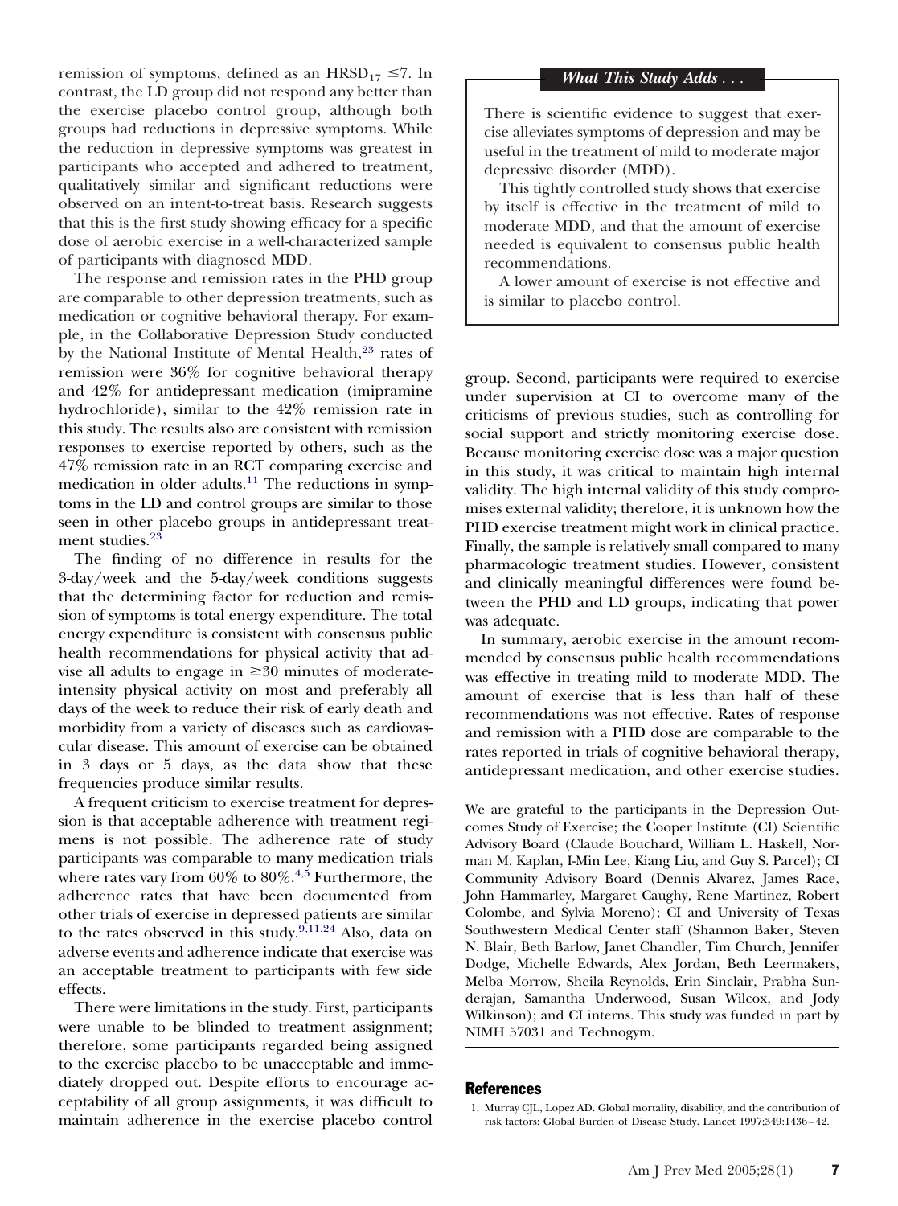remission of symptoms, defined as an $HRSD_{17} \leq 7$. In contrast, the LD group did not respond any better than the exercise placebo control group, although both groups had reductions in depressive symptoms. While the reduction in depressive symptoms was greatest in participants who accepted and adhered to treatment, qualitatively similar and significant reductions were observed on an intent-to-treat basis. Research suggests that this is the first study showing efficacy for a specific dose of aerobic exercise in a well-characterized sample of participants with diagnosed MDD.

The response and remission rates in the PHD group are comparable to other depression treatments, such as medication or cognitive behavioral therapy. For example, in the Collaborative Depression Study conducted by the National Institute of Mental Health,[23] rates of remission were 36% for cognitive behavioral therapy and 42% for antidepressant medication (imipramine hydrochloride), similar to the 42% remission rate in this study. The results also are consistent with remission responses to exercise reported by others, such as the 47% remission rate in an RCT comparing exercise and medication in older adults.[11] The reductions in symptoms in the LD and control groups are similar to those seen in other placebo groups in antidepressant treatment studies.[23]

The finding of no difference in results for the 3-day/week and the 5-day/week conditions suggests that the determining factor for reduction and remission of symptoms is total energy expenditure. The total energy expenditure is consistent with consensus public health recommendations for physical activity that advise all adults to engage in ≥30 minutes of moderate-intensity physical activity on most and preferably all days of the week to reduce their risk of early death and morbidity from a variety of diseases such as cardiovascular disease. This amount of exercise can be obtained in 3 days or 5 days, as the data show that these frequencies produce similar results.

A frequent criticism to exercise treatment for depression is that acceptable adherence with treatment regimens is not possible. The adherence rate of study participants was comparable to many medication trials where rates vary from 60% to 80%.[4,5] Furthermore, the adherence rates that have been documented from other trials of exercise in depressed patients are similar to the rates observed in this study.[9,11,24] Also, data on adverse events and adherence indicate that exercise was an acceptable treatment to participants with few side effects.

There were limitations in the study. First, participants were unable to be blinded to treatment assignment; therefore, some participants regarded being assigned to the exercise placebo to be unacceptable and immediately dropped out. Despite efforts to encourage acceptability of all group assignments, it was difficult to maintain adherence in the exercise placebo control group. Second, participants were required to exercise under supervision at CI to overcome many of the criticisms of previous studies, such as controlling for social support and strictly monitoring exercise dose. Because monitoring exercise dose was a major question in this study, it was critical to maintain high internal validity. The high internal validity of this study compromises external validity; therefore, it is unknown how the PHD exercise treatment might work in clinical practice. Finally, the sample is relatively small compared to many pharmacologic treatment studies. However, consistent and clinically meaningful differences were found between the PHD and LD groups, indicating that power was adequate.

In summary, aerobic exercise in the amount recommended by consensus public health recommendations was effective in treating mild to moderate MDD. The amount of exercise that is less than half of these recommendations was not effective. Rates of response and remission with a PHD dose are comparable to the rates reported in trials of cognitive behavioral therapy, antidepressant medication, and other exercise studies.

> ***What This Study Adds . . .***
>
> There is scientific evidence to suggest that exercise alleviates symptoms of depression and may be useful in the treatment of mild to moderate major depressive disorder (MDD).
>
> This tightly controlled study shows that exercise by itself is effective in the treatment of mild to moderate MDD, and that the amount of exercise needed is equivalent to consensus public health recommendations.
>
> A lower amount of exercise is not effective and is similar to placebo control.

We are grateful to the participants in the Depression Outcomes Study of Exercise; the Cooper Institute (CI) Scientific Advisory Board (Claude Bouchard, William L. Haskell, Norman M. Kaplan, I-Min Lee, Kiang Liu, and Guy S. Parcel); CI Community Advisory Board (Dennis Alvarez, James Race, John Hammarley, Margaret Caughy, Rene Martinez, Robert Colombe, and Sylvia Moreno); CI and University of Texas Southwestern Medical Center staff (Shannon Baker, Steven N. Blair, Beth Barlow, Janet Chandler, Tim Church, Jennifer Dodge, Michelle Edwards, Alex Jordan, Beth Leermakers, Melba Morrow, Sheila Reynolds, Erin Sinclair, Prabha Sunderajan, Samantha Underwood, Susan Wilcox, and Jody Wilkinson); and CI interns. This study was funded in part by NIMH 57031 and Technogym.

## References

1. Murray CJL, Lopez AD. Global mortality, disability, and the contribution of risk factors: Global Burden of Disease Study. Lancet 1997;349:1436–42.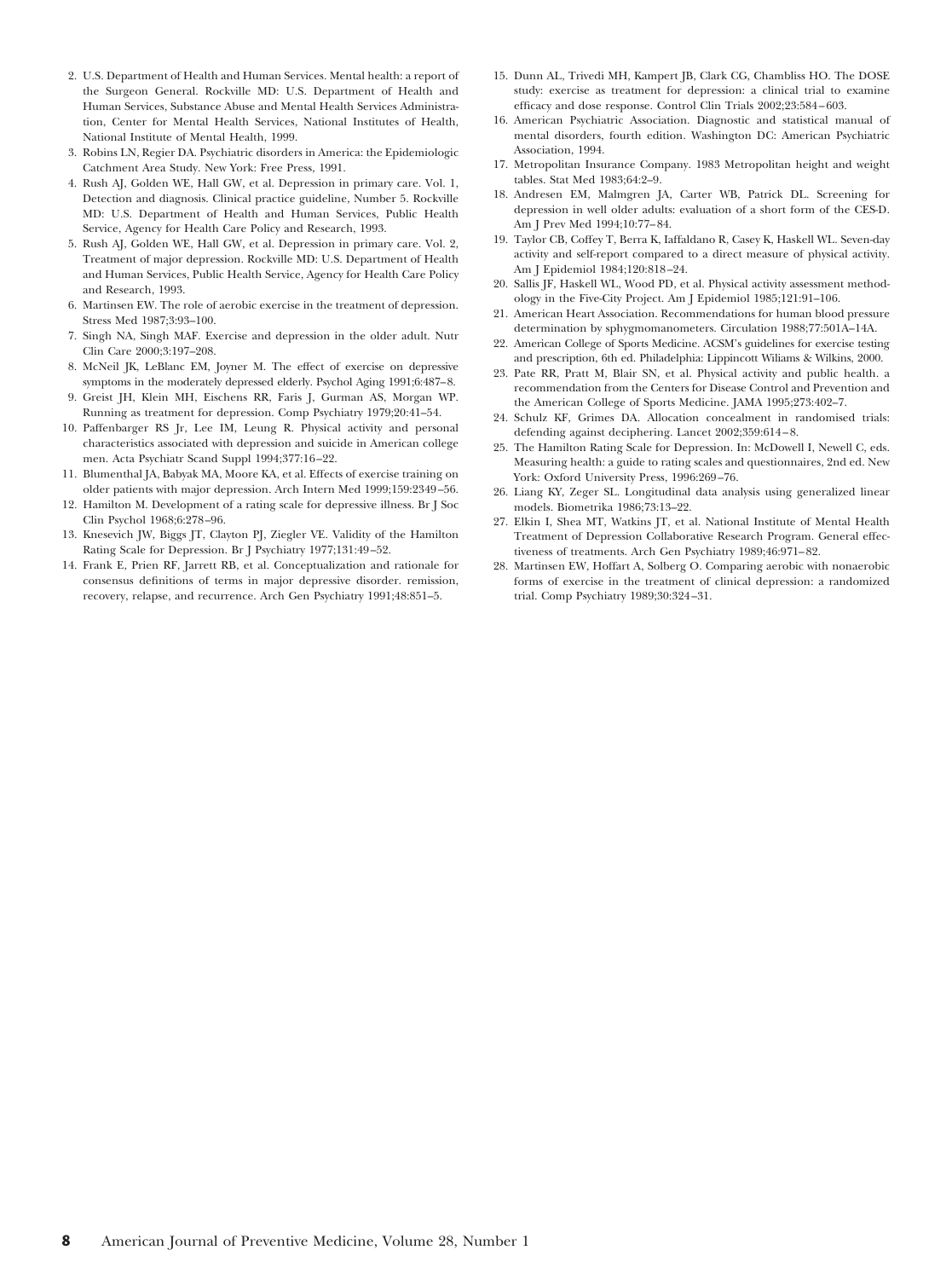2. U.S. Department of Health and Human Services. Mental health: a report of the Surgeon General. Rockville MD: U.S. Department of Health and Human Services, Substance Abuse and Mental Health Services Administration, Center for Mental Health Services, National Institutes of Health, National Institute of Mental Health, 1999.
3. Robins LN, Regier DA. Psychiatric disorders in America: the Epidemiologic Catchment Area Study. New York: Free Press, 1991.
4. Rush AJ, Golden WE, Hall GW, et al. Depression in primary care. Vol. 1, Detection and diagnosis. Clinical practice guideline, Number 5. Rockville MD: U.S. Department of Health and Human Services, Public Health Service, Agency for Health Care Policy and Research, 1993.
5. Rush AJ, Golden WE, Hall GW, et al. Depression in primary care. Vol. 2, Treatment of major depression. Rockville MD: U.S. Department of Health and Human Services, Public Health Service, Agency for Health Care Policy and Research, 1993.
6. Martinsen EW. The role of aerobic exercise in the treatment of depression. Stress Med 1987;3:93–100.
7. Singh NA, Singh MAF. Exercise and depression in the older adult. Nutr Clin Care 2000;3:197–208.
8. McNeil JK, LeBlanc EM, Joyner M. The effect of exercise on depressive symptoms in the moderately depressed elderly. Psychol Aging 1991;6:487–8.
9. Greist JH, Klein MH, Eischens RR, Faris J, Gurman AS, Morgan WP. Running as treatment for depression. Comp Psychiatry 1979;20:41–54.
10. Paffenbarger RS Jr, Lee IM, Leung R. Physical activity and personal characteristics associated with depression and suicide in American college men. Acta Psychiatr Scand Suppl 1994;377:16–22.
11. Blumenthal JA, Babyak MA, Moore KA, et al. Effects of exercise training on older patients with major depression. Arch Intern Med 1999;159:2349–56.
12. Hamilton M. Development of a rating scale for depressive illness. Br J Soc Clin Psychol 1968;6:278–96.
13. Knesevich JW, Biggs JT, Clayton PJ, Ziegler VE. Validity of the Hamilton Rating Scale for Depression. Br J Psychiatry 1977;131:49–52.
14. Frank E, Prien RF, Jarrett RB, et al. Conceptualization and rationale for consensus definitions of terms in major depressive disorder. remission, recovery, relapse, and recurrence. Arch Gen Psychiatry 1991;48:851–5.
15. Dunn AL, Trivedi MH, Kampert JB, Clark CG, Chambliss HO. The DOSE study: exercise as treatment for depression: a clinical trial to examine efficacy and dose response. Control Clin Trials 2002;23:584–603.
16. American Psychiatric Association. Diagnostic and statistical manual of mental disorders, fourth edition. Washington DC: American Psychiatric Association, 1994.
17. Metropolitan Insurance Company. 1983 Metropolitan height and weight tables. Stat Med 1983;64:2–9.
18. Andresen EM, Malmgren JA, Carter WB, Patrick DL. Screening for depression in well older adults: evaluation of a short form of the CES-D. Am J Prev Med 1994;10:77–84.
19. Taylor CB, Coffey T, Berra K, Iaffaldano R, Casey K, Haskell WL. Seven-day activity and self-report compared to a direct measure of physical activity. Am J Epidemiol 1984;120:818–24.
20. Sallis JF, Haskell WL, Wood PD, et al. Physical activity assessment methodology in the Five-City Project. Am J Epidemiol 1985;121:91–106.
21. American Heart Association. Recommendations for human blood pressure determination by sphygmomanometers. Circulation 1988;77:501A–14A.
22. American College of Sports Medicine. ACSM's guidelines for exercise testing and prescription, 6th ed. Philadelphia: Lippincott Wiliams & Wilkins, 2000.
23. Pate RR, Pratt M, Blair SN, et al. Physical activity and public health. a recommendation from the Centers for Disease Control and Prevention and the American College of Sports Medicine. JAMA 1995;273:402–7.
24. Schulz KF, Grimes DA. Allocation concealment in randomised trials: defending against deciphering. Lancet 2002;359:614–8.
25. The Hamilton Rating Scale for Depression. In: McDowell I, Newell C, eds. Measuring health: a guide to rating scales and questionnaires, 2nd ed. New York: Oxford University Press, 1996:269–76.
26. Liang KY, Zeger SL. Longitudinal data analysis using generalized linear models. Biometrika 1986;73:13–22.
27. Elkin I, Shea MT, Watkins JT, et al. National Institute of Mental Health Treatment of Depression Collaborative Research Program. General effectiveness of treatments. Arch Gen Psychiatry 1989;46:971–82.
28. Martinsen EW, Hoffart A, Solberg O. Comparing aerobic with nonaerobic forms of exercise in the treatment of clinical depression: a randomized trial. Comp Psychiatry 1989;30:324–31.